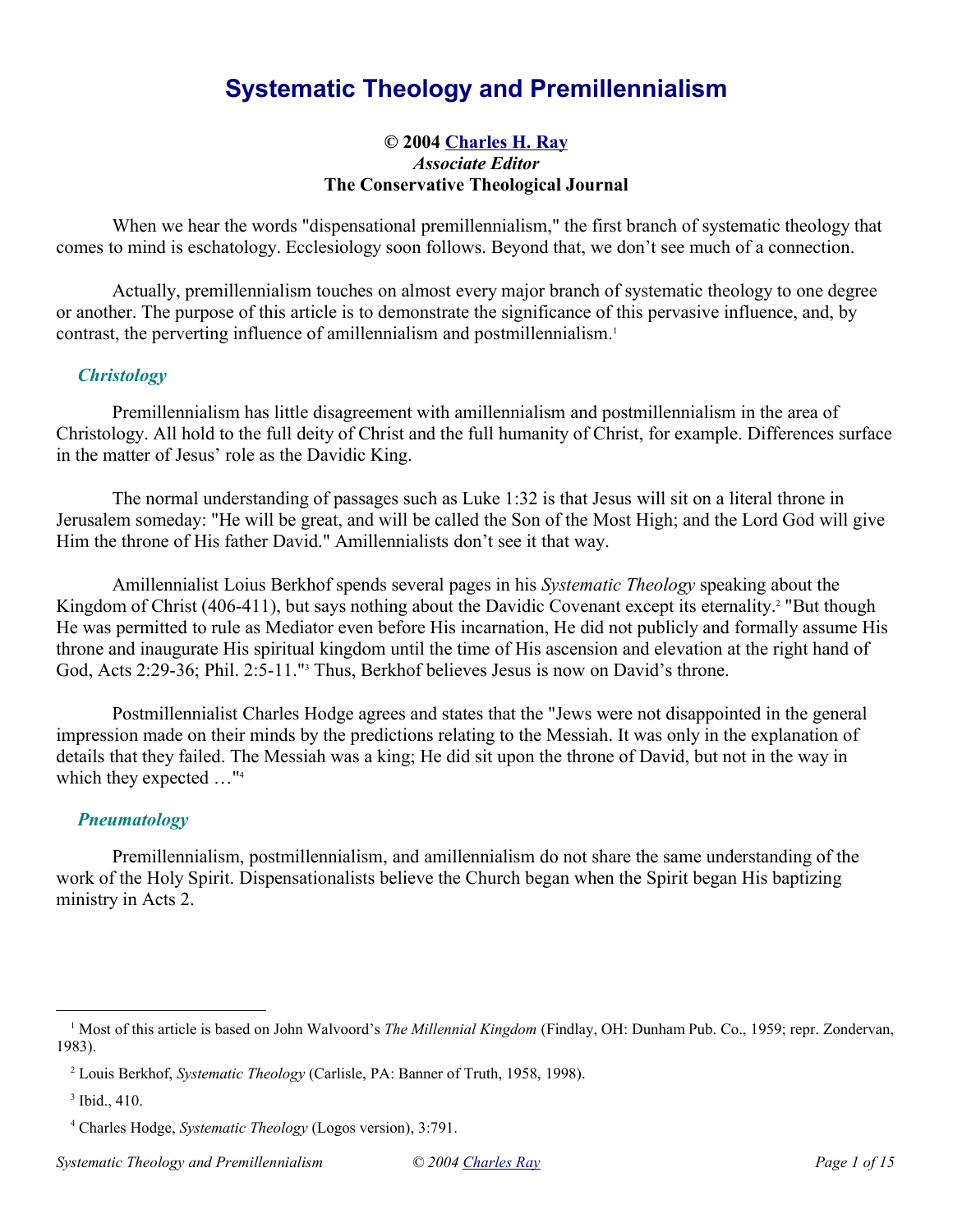# Systematic Theology and Premillennialism

**© 2004 Charles H. Ray**
***Associate Editor***
**The Conservative Theological Journal**

When we hear the words "dispensational premillennialism," the first branch of systematic theology that comes to mind is eschatology. Ecclesiology soon follows. Beyond that, we don't see much of a connection.

Actually, premillennialism touches on almost every major branch of systematic theology to one degree or another. The purpose of this article is to demonstrate the significance of this pervasive influence, and, by contrast, the perverting influence of amillennialism and postmillennialism.[1]

## *Christology*

Premillennialism has little disagreement with amillennialism and postmillennialism in the area of Christology. All hold to the full deity of Christ and the full humanity of Christ, for example. Differences surface in the matter of Jesus' role as the Davidic King.

The normal understanding of passages such as Luke 1:32 is that Jesus will sit on a literal throne in Jerusalem someday: "He will be great, and will be called the Son of the Most High; and the Lord God will give Him the throne of His father David." Amillennialists don't see it that way.

Amillennialist Loius Berkhof spends several pages in his *Systematic Theology* speaking about the Kingdom of Christ (406-411), but says nothing about the Davidic Covenant except its eternality.[2] "But though He was permitted to rule as Mediator even before His incarnation, He did not publicly and formally assume His throne and inaugurate His spiritual kingdom until the time of His ascension and elevation at the right hand of God, Acts 2:29-36; Phil. 2:5-11."[3] Thus, Berkhof believes Jesus is now on David's throne.

Postmillennialist Charles Hodge agrees and states that the "Jews were not disappointed in the general impression made on their minds by the predictions relating to the Messiah. It was only in the explanation of details that they failed. The Messiah was a king; He did sit upon the throne of David, but not in the way in which they expected …"[4]

## *Pneumatology*

Premillennialism, postmillennialism, and amillennialism do not share the same understanding of the work of the Holy Spirit. Dispensationalists believe the Church began when the Spirit began His baptizing ministry in Acts 2.

---

[1] Most of this article is based on John Walvoord's *The Millennial Kingdom* (Findlay, OH: Dunham Pub. Co., 1959; repr. Zondervan, 1983).

[2] Louis Berkhof, *Systematic Theology* (Carlisle, PA: Banner of Truth, 1958, 1998).

[3] Ibid., 410.

[4] Charles Hodge, *Systematic Theology* (Logos version), 3:791.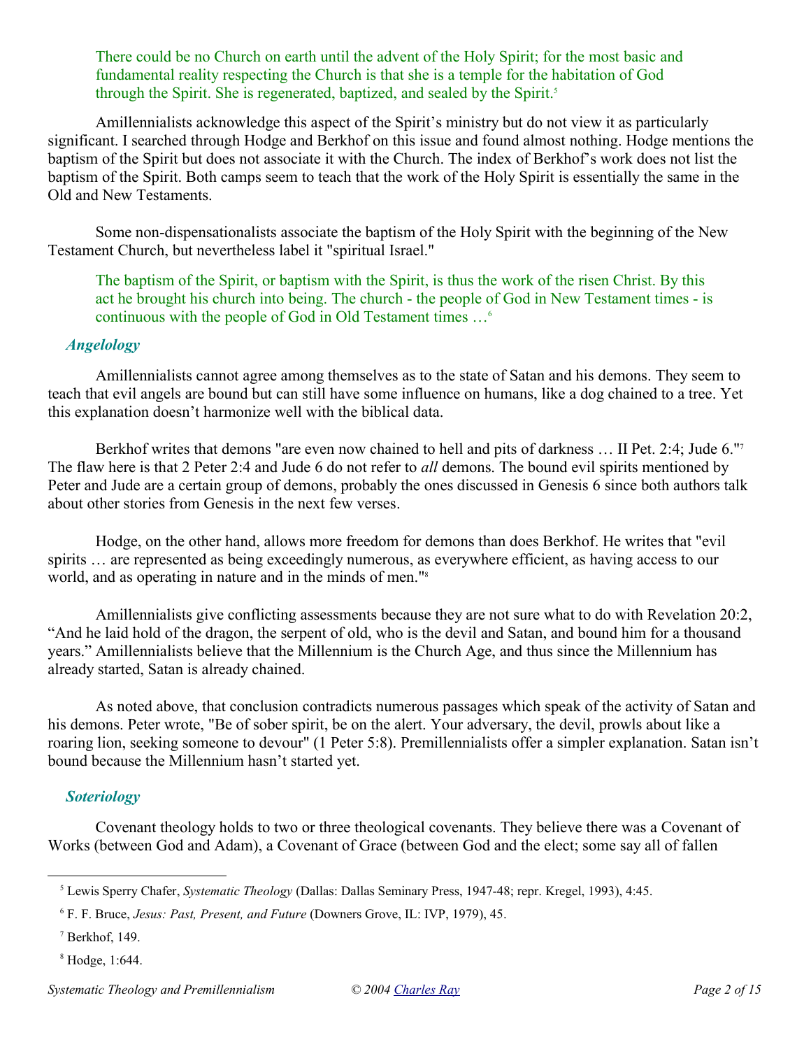> There could be no Church on earth until the advent of the Holy Spirit; for the most basic and fundamental reality respecting the Church is that she is a temple for the habitation of God through the Spirit. She is regenerated, baptized, and sealed by the Spirit.[5]

Amillennialists acknowledge this aspect of the Spirit's ministry but do not view it as particularly significant. I searched through Hodge and Berkhof on this issue and found almost nothing. Hodge mentions the baptism of the Spirit but does not associate it with the Church. The index of Berkhof's work does not list the baptism of the Spirit. Both camps seem to teach that the work of the Holy Spirit is essentially the same in the Old and New Testaments.

Some non-dispensationalists associate the baptism of the Holy Spirit with the beginning of the New Testament Church, but nevertheless label it "spiritual Israel."

> The baptism of the Spirit, or baptism with the Spirit, is thus the work of the risen Christ. By this act he brought his church into being. The church - the people of God in New Testament times - is continuous with the people of God in Old Testament times …[6]

### *Angelology*

Amillennialists cannot agree among themselves as to the state of Satan and his demons. They seem to teach that evil angels are bound but can still have some influence on humans, like a dog chained to a tree. Yet this explanation doesn't harmonize well with the biblical data.

Berkhof writes that demons "are even now chained to hell and pits of darkness … II Pet. 2:4; Jude 6."[7] The flaw here is that 2 Peter 2:4 and Jude 6 do not refer to *all* demons. The bound evil spirits mentioned by Peter and Jude are a certain group of demons, probably the ones discussed in Genesis 6 since both authors talk about other stories from Genesis in the next few verses.

Hodge, on the other hand, allows more freedom for demons than does Berkhof. He writes that "evil spirits … are represented as being exceedingly numerous, as everywhere efficient, as having access to our world, and as operating in nature and in the minds of men."[8]

Amillennialists give conflicting assessments because they are not sure what to do with Revelation 20:2, "And he laid hold of the dragon, the serpent of old, who is the devil and Satan, and bound him for a thousand years." Amillennialists believe that the Millennium is the Church Age, and thus since the Millennium has already started, Satan is already chained.

As noted above, that conclusion contradicts numerous passages which speak of the activity of Satan and his demons. Peter wrote, "Be of sober spirit, be on the alert. Your adversary, the devil, prowls about like a roaring lion, seeking someone to devour" (1 Peter 5:8). Premillennialists offer a simpler explanation. Satan isn't bound because the Millennium hasn't started yet.

### *Soteriology*

Covenant theology holds to two or three theological covenants. They believe there was a Covenant of Works (between God and Adam), a Covenant of Grace (between God and the elect; some say all of fallen

---

[5] Lewis Sperry Chafer, *Systematic Theology* (Dallas: Dallas Seminary Press, 1947-48; repr. Kregel, 1993), 4:45.

[6] F. F. Bruce, *Jesus: Past, Present, and Future* (Downers Grove, IL: IVP, 1979), 45.

[7] Berkhof, 149.

[8] Hodge, 1:644.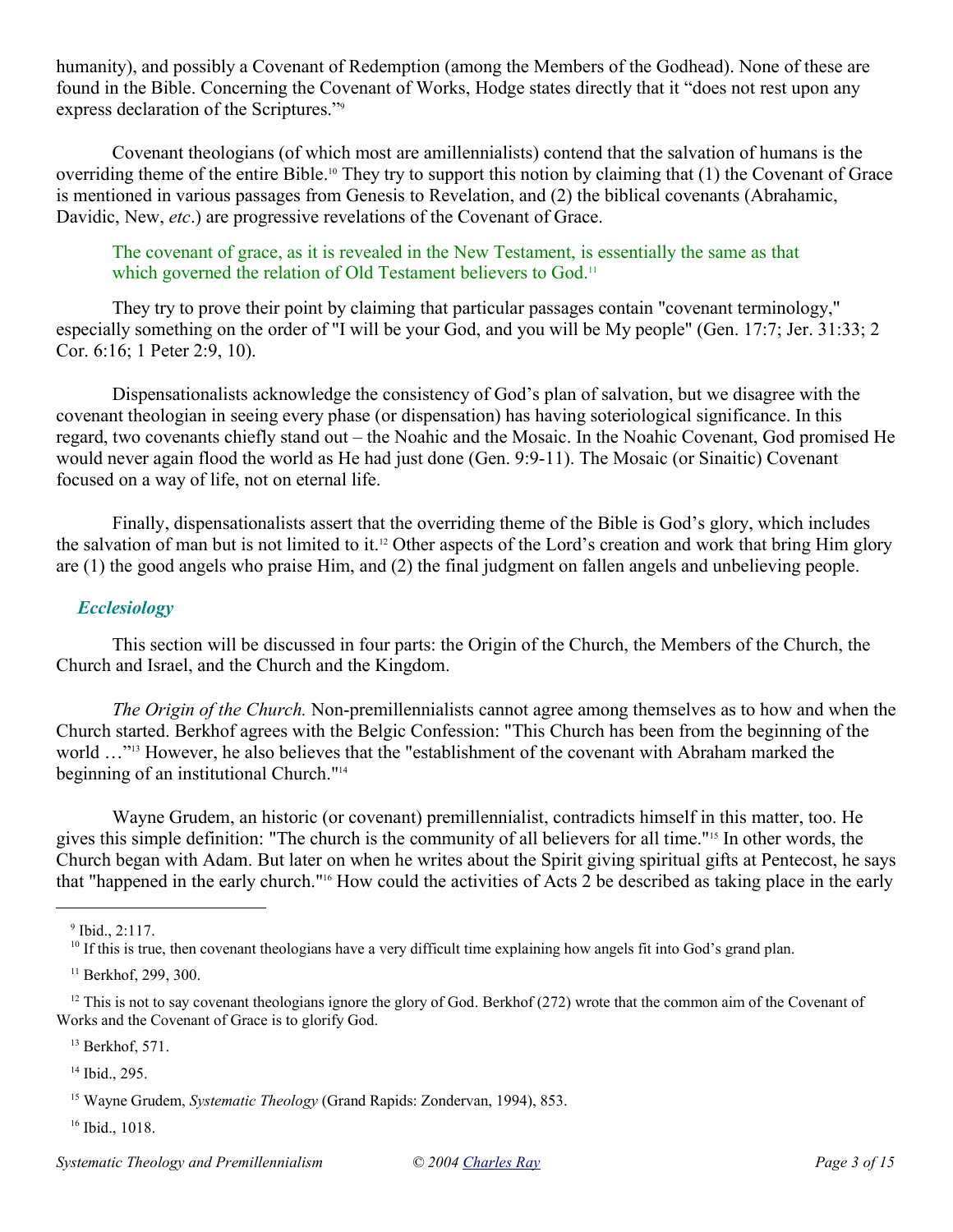humanity), and possibly a Covenant of Redemption (among the Members of the Godhead). None of these are found in the Bible. Concerning the Covenant of Works, Hodge states directly that it "does not rest upon any express declaration of the Scriptures."[9]

Covenant theologians (of which most are amillennialists) contend that the salvation of humans is the overriding theme of the entire Bible.[10] They try to support this notion by claiming that (1) the Covenant of Grace is mentioned in various passages from Genesis to Revelation, and (2) the biblical covenants (Abrahamic, Davidic, New, *etc*.) are progressive revelations of the Covenant of Grace.

> The covenant of grace, as it is revealed in the New Testament, is essentially the same as that which governed the relation of Old Testament believers to God.[11]

They try to prove their point by claiming that particular passages contain "covenant terminology," especially something on the order of "I will be your God, and you will be My people" (Gen. 17:7; Jer. 31:33; 2 Cor. 6:16; 1 Peter 2:9, 10).

Dispensationalists acknowledge the consistency of God's plan of salvation, but we disagree with the covenant theologian in seeing every phase (or dispensation) has having soteriological significance. In this regard, two covenants chiefly stand out – the Noahic and the Mosaic. In the Noahic Covenant, God promised He would never again flood the world as He had just done (Gen. 9:9-11). The Mosaic (or Sinaitic) Covenant focused on a way of life, not on eternal life.

Finally, dispensationalists assert that the overriding theme of the Bible is God's glory, which includes the salvation of man but is not limited to it.[12] Other aspects of the Lord's creation and work that bring Him glory are (1) the good angels who praise Him, and (2) the final judgment on fallen angels and unbelieving people.

### *Ecclesiology*

This section will be discussed in four parts: the Origin of the Church, the Members of the Church, the Church and Israel, and the Church and the Kingdom.

*The Origin of the Church.* Non-premillennialists cannot agree among themselves as to how and when the Church started. Berkhof agrees with the Belgic Confession: "This Church has been from the beginning of the world …"[13] However, he also believes that the "establishment of the covenant with Abraham marked the beginning of an institutional Church."[14]

Wayne Grudem, an historic (or covenant) premillennialist, contradicts himself in this matter, too. He gives this simple definition: "The church is the community of all believers for all time."[15] In other words, the Church began with Adam. But later on when he writes about the Spirit giving spiritual gifts at Pentecost, he says that "happened in the early church."[16] How could the activities of Acts 2 be described as taking place in the early

---

[9] Ibid., 2:117.

[10] If this is true, then covenant theologians have a very difficult time explaining how angels fit into God's grand plan.

[11] Berkhof, 299, 300.

[12] This is not to say covenant theologians ignore the glory of God. Berkhof (272) wrote that the common aim of the Covenant of Works and the Covenant of Grace is to glorify God.

[13] Berkhof, 571.

[14] Ibid., 295.

[15] Wayne Grudem, *Systematic Theology* (Grand Rapids: Zondervan, 1994), 853.

[16] Ibid., 1018.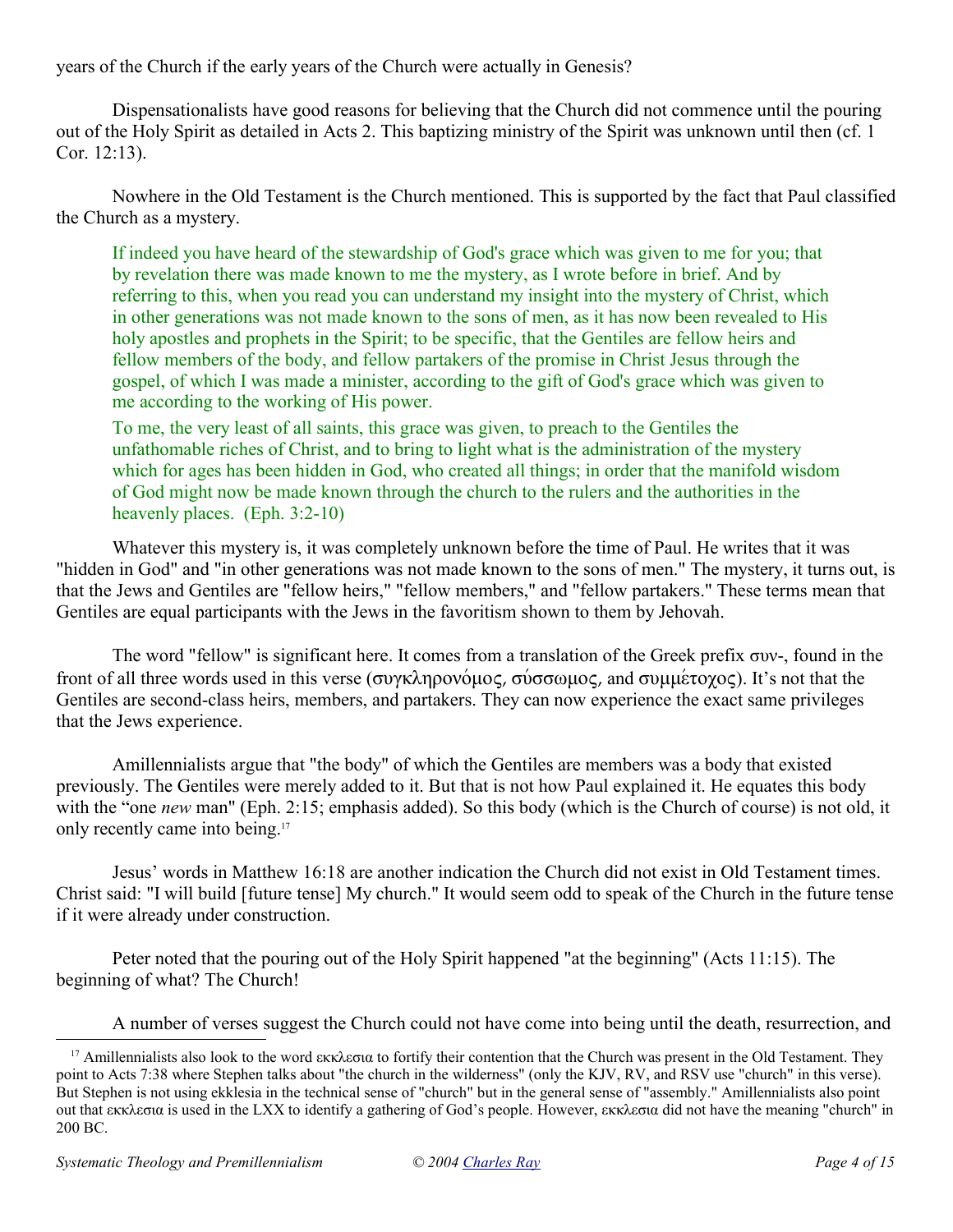years of the Church if the early years of the Church were actually in Genesis?

Dispensationalists have good reasons for believing that the Church did not commence until the pouring out of the Holy Spirit as detailed in Acts 2. This baptizing ministry of the Spirit was unknown until then (cf. 1 Cor. 12:13).

Nowhere in the Old Testament is the Church mentioned. This is supported by the fact that Paul classified the Church as a mystery.

> If indeed you have heard of the stewardship of God's grace which was given to me for you; that by revelation there was made known to me the mystery, as I wrote before in brief. And by referring to this, when you read you can understand my insight into the mystery of Christ, which in other generations was not made known to the sons of men, as it has now been revealed to His holy apostles and prophets in the Spirit; to be specific, that the Gentiles are fellow heirs and fellow members of the body, and fellow partakers of the promise in Christ Jesus through the gospel, of which I was made a minister, according to the gift of God's grace which was given to me according to the working of His power.
>
> To me, the very least of all saints, this grace was given, to preach to the Gentiles the unfathomable riches of Christ, and to bring to light what is the administration of the mystery which for ages has been hidden in God, who created all things; in order that the manifold wisdom of God might now be made known through the church to the rulers and the authorities in the heavenly places. (Eph. 3:2-10)

Whatever this mystery is, it was completely unknown before the time of Paul. He writes that it was "hidden in God" and "in other generations was not made known to the sons of men." The mystery, it turns out, is that the Jews and Gentiles are "fellow heirs," "fellow members," and "fellow partakers." These terms mean that Gentiles are equal participants with the Jews in the favoritism shown to them by Jehovah.

The word "fellow" is significant here. It comes from a translation of the Greek prefix συν-, found in the front of all three words used in this verse (συγκληρονόμος, σύσσωμος, and συμμέτοχος). It's not that the Gentiles are second-class heirs, members, and partakers. They can now experience the exact same privileges that the Jews experience.

Amillennialists argue that "the body" of which the Gentiles are members was a body that existed previously. The Gentiles were merely added to it. But that is not how Paul explained it. He equates this body with the "one *new* man" (Eph. 2:15; emphasis added). So this body (which is the Church of course) is not old, it only recently came into being.[17]

Jesus' words in Matthew 16:18 are another indication the Church did not exist in Old Testament times. Christ said: "I will build [future tense] My church." It would seem odd to speak of the Church in the future tense if it were already under construction.

Peter noted that the pouring out of the Holy Spirit happened "at the beginning" (Acts 11:15). The beginning of what? The Church!

A number of verses suggest the Church could not have come into being until the death, resurrection, and

---

[17] Amillennialists also look to the word εκκλεσια to fortify their contention that the Church was present in the Old Testament. They point to Acts 7:38 where Stephen talks about "the church in the wilderness" (only the KJV, RV, and RSV use "church" in this verse). But Stephen is not using ekklesia in the technical sense of "church" but in the general sense of "assembly." Amillennialists also point out that εκκλεσια is used in the LXX to identify a gathering of God's people. However, εκκλεσια did not have the meaning "church" in 200 BC.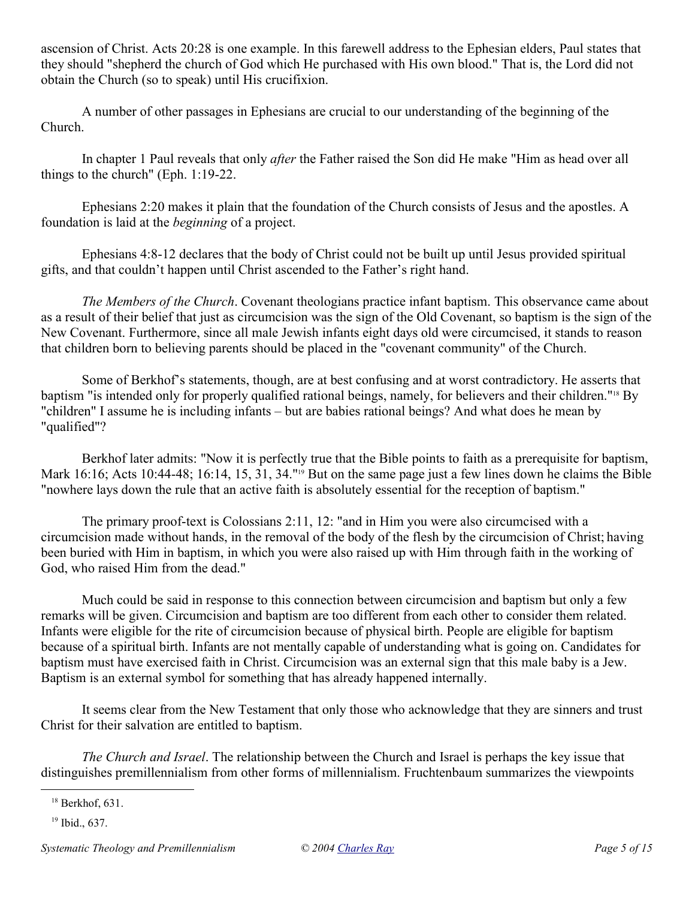ascension of Christ. Acts 20:28 is one example. In this farewell address to the Ephesian elders, Paul states that they should "shepherd the church of God which He purchased with His own blood." That is, the Lord did not obtain the Church (so to speak) until His crucifixion.

A number of other passages in Ephesians are crucial to our understanding of the beginning of the Church.

In chapter 1 Paul reveals that only *after* the Father raised the Son did He make "Him as head over all things to the church" (Eph. 1:19-22.

Ephesians 2:20 makes it plain that the foundation of the Church consists of Jesus and the apostles. A foundation is laid at the *beginning* of a project.

Ephesians 4:8-12 declares that the body of Christ could not be built up until Jesus provided spiritual gifts, and that couldn't happen until Christ ascended to the Father's right hand.

*The Members of the Church*. Covenant theologians practice infant baptism. This observance came about as a result of their belief that just as circumcision was the sign of the Old Covenant, so baptism is the sign of the New Covenant. Furthermore, since all male Jewish infants eight days old were circumcised, it stands to reason that children born to believing parents should be placed in the "covenant community" of the Church.

Some of Berkhof's statements, though, are at best confusing and at worst contradictory. He asserts that baptism "is intended only for properly qualified rational beings, namely, for believers and their children."[18] By "children" I assume he is including infants – but are babies rational beings? And what does he mean by "qualified"?

Berkhof later admits: "Now it is perfectly true that the Bible points to faith as a prerequisite for baptism, Mark 16:16; Acts 10:44-48; 16:14, 15, 31, 34."[19] But on the same page just a few lines down he claims the Bible "nowhere lays down the rule that an active faith is absolutely essential for the reception of baptism."

The primary proof-text is Colossians 2:11, 12: "and in Him you were also circumcised with a circumcision made without hands, in the removal of the body of the flesh by the circumcision of Christ; having been buried with Him in baptism, in which you were also raised up with Him through faith in the working of God, who raised Him from the dead."

Much could be said in response to this connection between circumcision and baptism but only a few remarks will be given. Circumcision and baptism are too different from each other to consider them related. Infants were eligible for the rite of circumcision because of physical birth. People are eligible for baptism because of a spiritual birth. Infants are not mentally capable of understanding what is going on. Candidates for baptism must have exercised faith in Christ. Circumcision was an external sign that this male baby is a Jew. Baptism is an external symbol for something that has already happened internally.

It seems clear from the New Testament that only those who acknowledge that they are sinners and trust Christ for their salvation are entitled to baptism.

*The Church and Israel*. The relationship between the Church and Israel is perhaps the key issue that distinguishes premillennialism from other forms of millennialism. Fruchtenbaum summarizes the viewpoints

---

[18] Berkhof, 631.

[19] Ibid., 637.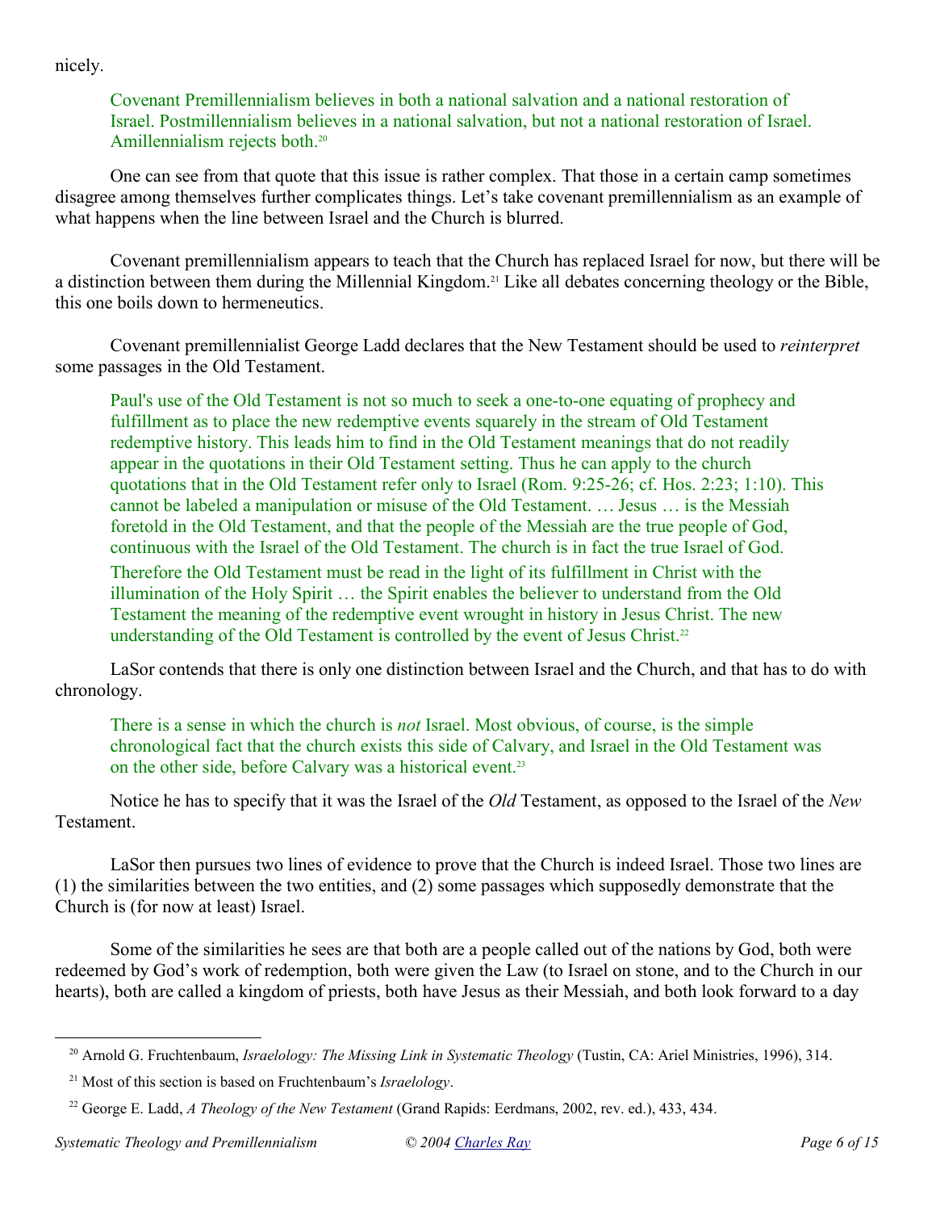nicely.

> Covenant Premillennialism believes in both a national salvation and a national restoration of Israel. Postmillennialism believes in a national salvation, but not a national restoration of Israel. Amillennialism rejects both.[20]

One can see from that quote that this issue is rather complex. That those in a certain camp sometimes disagree among themselves further complicates things. Let's take covenant premillennialism as an example of what happens when the line between Israel and the Church is blurred.

Covenant premillennialism appears to teach that the Church has replaced Israel for now, but there will be a distinction between them during the Millennial Kingdom.[21] Like all debates concerning theology or the Bible, this one boils down to hermeneutics.

Covenant premillennialist George Ladd declares that the New Testament should be used to *reinterpret* some passages in the Old Testament.

> Paul's use of the Old Testament is not so much to seek a one-to-one equating of prophecy and fulfillment as to place the new redemptive events squarely in the stream of Old Testament redemptive history. This leads him to find in the Old Testament meanings that do not readily appear in the quotations in their Old Testament setting. Thus he can apply to the church quotations that in the Old Testament refer only to Israel (Rom. 9:25-26; cf. Hos. 2:23; 1:10). This cannot be labeled a manipulation or misuse of the Old Testament. … Jesus … is the Messiah foretold in the Old Testament, and that the people of the Messiah are the true people of God, continuous with the Israel of the Old Testament. The church is in fact the true Israel of God.
>
> Therefore the Old Testament must be read in the light of its fulfillment in Christ with the illumination of the Holy Spirit … the Spirit enables the believer to understand from the Old Testament the meaning of the redemptive event wrought in history in Jesus Christ. The new understanding of the Old Testament is controlled by the event of Jesus Christ.[22]

LaSor contends that there is only one distinction between Israel and the Church, and that has to do with chronology.

> There is a sense in which the church is *not* Israel. Most obvious, of course, is the simple chronological fact that the church exists this side of Calvary, and Israel in the Old Testament was on the other side, before Calvary was a historical event.[23]

Notice he has to specify that it was the Israel of the *Old* Testament, as opposed to the Israel of the *New* Testament.

LaSor then pursues two lines of evidence to prove that the Church is indeed Israel. Those two lines are (1) the similarities between the two entities, and (2) some passages which supposedly demonstrate that the Church is (for now at least) Israel.

Some of the similarities he sees are that both are a people called out of the nations by God, both were redeemed by God's work of redemption, both were given the Law (to Israel on stone, and to the Church in our hearts), both are called a kingdom of priests, both have Jesus as their Messiah, and both look forward to a day

---

[20] Arnold G. Fruchtenbaum, *Israelology: The Missing Link in Systematic Theology* (Tustin, CA: Ariel Ministries, 1996), 314.

[21] Most of this section is based on Fruchtenbaum's *Israelology*.

[22] George E. Ladd, *A Theology of the New Testament* (Grand Rapids: Eerdmans, 2002, rev. ed.), 433, 434.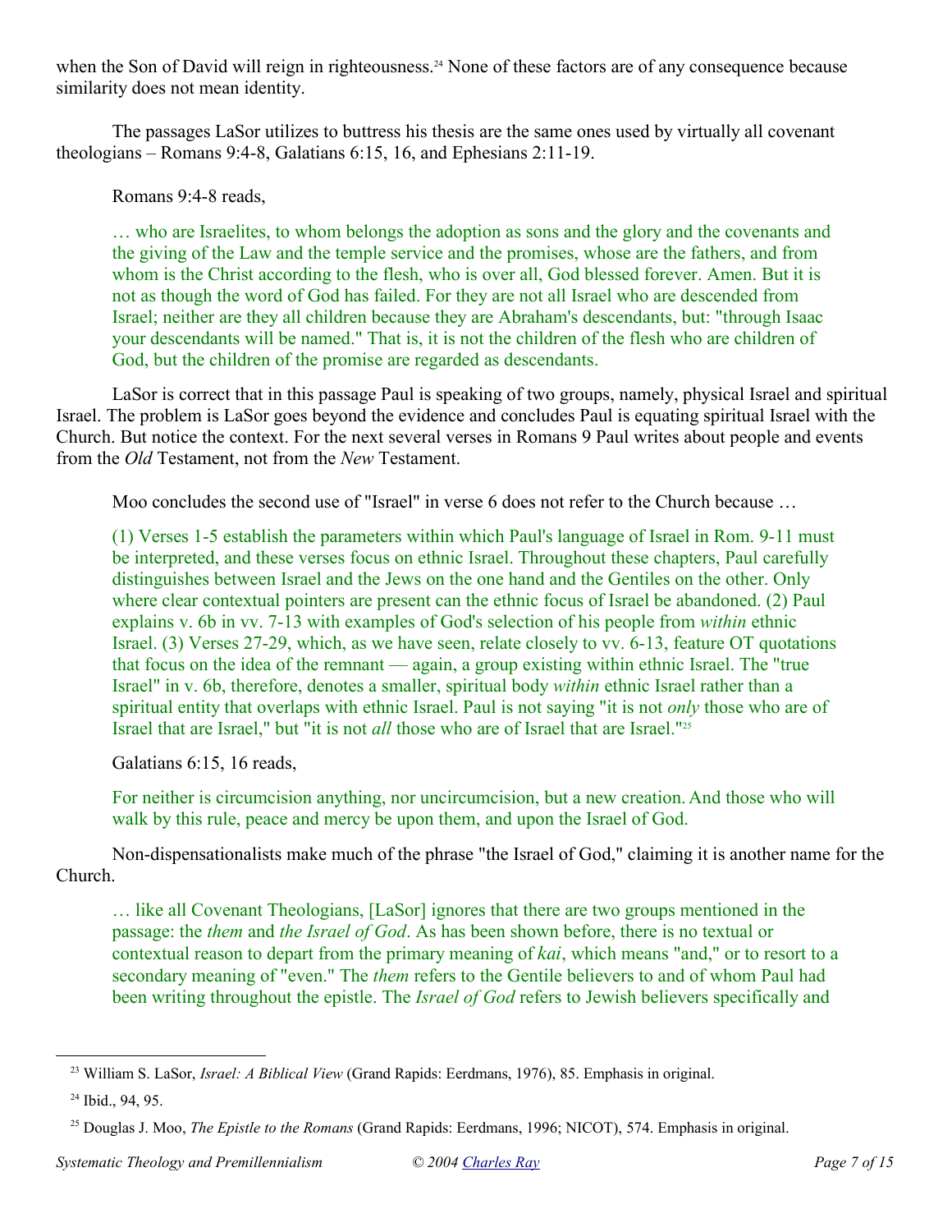when the Son of David will reign in righteousness.[24] None of these factors are of any consequence because similarity does not mean identity.

The passages LaSor utilizes to buttress his thesis are the same ones used by virtually all covenant theologians – Romans 9:4-8, Galatians 6:15, 16, and Ephesians 2:11-19.

Romans 9:4-8 reads,

> … who are Israelites, to whom belongs the adoption as sons and the glory and the covenants and the giving of the Law and the temple service and the promises, whose are the fathers, and from whom is the Christ according to the flesh, who is over all, God blessed forever. Amen. But it is not as though the word of God has failed. For they are not all Israel who are descended from Israel; neither are they all children because they are Abraham's descendants, but: "through Isaac your descendants will be named." That is, it is not the children of the flesh who are children of God, but the children of the promise are regarded as descendants.

LaSor is correct that in this passage Paul is speaking of two groups, namely, physical Israel and spiritual Israel. The problem is LaSor goes beyond the evidence and concludes Paul is equating spiritual Israel with the Church. But notice the context. For the next several verses in Romans 9 Paul writes about people and events from the *Old* Testament, not from the *New* Testament.

Moo concludes the second use of "Israel" in verse 6 does not refer to the Church because …

> (1) Verses 1-5 establish the parameters within which Paul's language of Israel in Rom. 9-11 must be interpreted, and these verses focus on ethnic Israel. Throughout these chapters, Paul carefully distinguishes between Israel and the Jews on the one hand and the Gentiles on the other. Only where clear contextual pointers are present can the ethnic focus of Israel be abandoned. (2) Paul explains v. 6b in vv. 7-13 with examples of God's selection of his people from *within* ethnic Israel. (3) Verses 27-29, which, as we have seen, relate closely to vv. 6-13, feature OT quotations that focus on the idea of the remnant — again, a group existing within ethnic Israel. The "true Israel" in v. 6b, therefore, denotes a smaller, spiritual body *within* ethnic Israel rather than a spiritual entity that overlaps with ethnic Israel. Paul is not saying "it is not *only* those who are of Israel that are Israel," but "it is not *all* those who are of Israel that are Israel."[25]

Galatians 6:15, 16 reads,

> For neither is circumcision anything, nor uncircumcision, but a new creation. And those who will walk by this rule, peace and mercy be upon them, and upon the Israel of God.

Non-dispensationalists make much of the phrase "the Israel of God," claiming it is another name for the Church.

> … like all Covenant Theologians, [LaSor] ignores that there are two groups mentioned in the passage: the *them* and *the Israel of God*. As has been shown before, there is no textual or contextual reason to depart from the primary meaning of *kai*, which means "and," or to resort to a secondary meaning of "even." The *them* refers to the Gentile believers to and of whom Paul had been writing throughout the epistle. The *Israel of God* refers to Jewish believers specifically and

---

[23] William S. LaSor, *Israel: A Biblical View* (Grand Rapids: Eerdmans, 1976), 85. Emphasis in original.

[24] Ibid., 94, 95.

[25] Douglas J. Moo, *The Epistle to the Romans* (Grand Rapids: Eerdmans, 1996; NICOT), 574. Emphasis in original.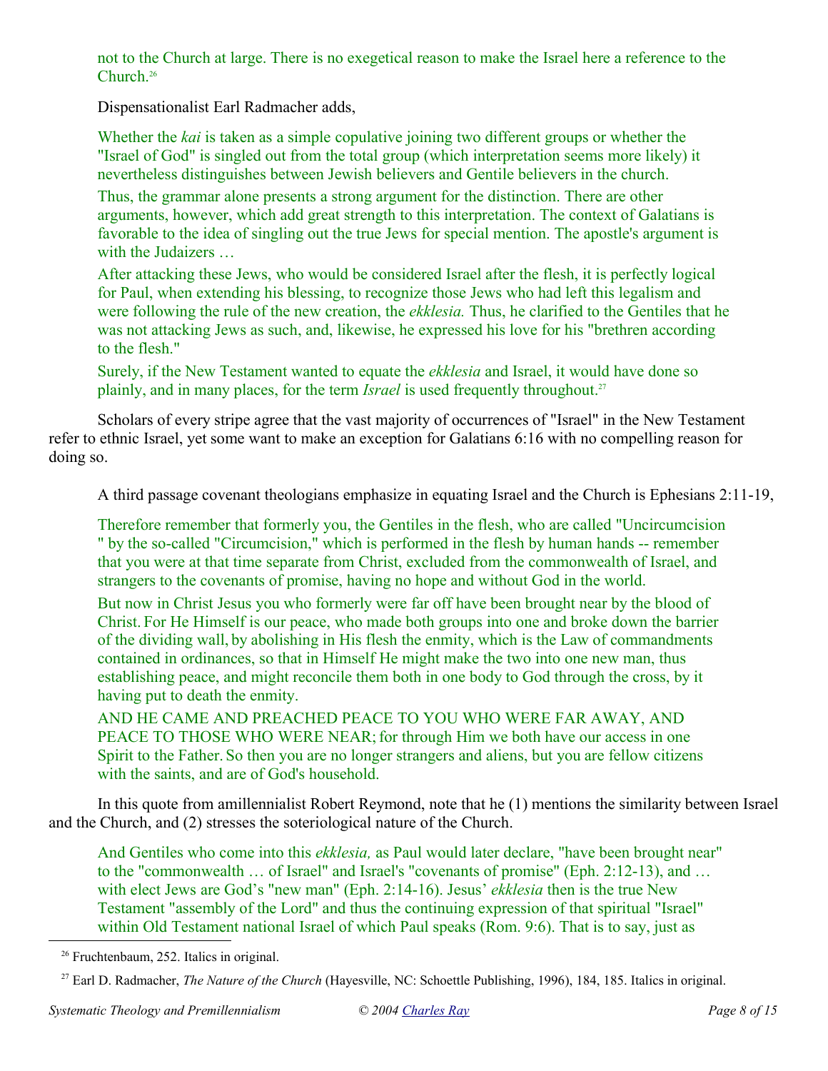> not to the Church at large. There is no exegetical reason to make the Israel here a reference to the Church.[26]

Dispensationalist Earl Radmacher adds,

> Whether the *kai* is taken as a simple copulative joining two different groups or whether the "Israel of God" is singled out from the total group (which interpretation seems more likely) it nevertheless distinguishes between Jewish believers and Gentile believers in the church.
>
> Thus, the grammar alone presents a strong argument for the distinction. There are other arguments, however, which add great strength to this interpretation. The context of Galatians is favorable to the idea of singling out the true Jews for special mention. The apostle's argument is with the Judaizers …
>
> After attacking these Jews, who would be considered Israel after the flesh, it is perfectly logical for Paul, when extending his blessing, to recognize those Jews who had left this legalism and were following the rule of the new creation, the *ekklesia.* Thus, he clarified to the Gentiles that he was not attacking Jews as such, and, likewise, he expressed his love for his "brethren according to the flesh."
>
> Surely, if the New Testament wanted to equate the *ekklesia* and Israel, it would have done so plainly, and in many places, for the term *Israel* is used frequently throughout.[27]

Scholars of every stripe agree that the vast majority of occurrences of "Israel" in the New Testament refer to ethnic Israel, yet some want to make an exception for Galatians 6:16 with no compelling reason for doing so.

A third passage covenant theologians emphasize in equating Israel and the Church is Ephesians 2:11-19,

> Therefore remember that formerly you, the Gentiles in the flesh, who are called "Uncircumcision " by the so-called "Circumcision," which is performed in the flesh by human hands -- remember that you were at that time separate from Christ, excluded from the commonwealth of Israel, and strangers to the covenants of promise, having no hope and without God in the world.
>
> But now in Christ Jesus you who formerly were far off have been brought near by the blood of Christ. For He Himself is our peace, who made both groups into one and broke down the barrier of the dividing wall, by abolishing in His flesh the enmity, which is the Law of commandments contained in ordinances, so that in Himself He might make the two into one new man, thus establishing peace, and might reconcile them both in one body to God through the cross, by it having put to death the enmity.
>
> AND HE CAME AND PREACHED PEACE TO YOU WHO WERE FAR AWAY, AND PEACE TO THOSE WHO WERE NEAR; for through Him we both have our access in one Spirit to the Father. So then you are no longer strangers and aliens, but you are fellow citizens with the saints, and are of God's household.

In this quote from amillennialist Robert Reymond, note that he (1) mentions the similarity between Israel and the Church, and (2) stresses the soteriological nature of the Church.

> And Gentiles who come into this *ekklesia,* as Paul would later declare, "have been brought near" to the "commonwealth … of Israel" and Israel's "covenants of promise" (Eph. 2:12-13), and … with elect Jews are God's "new man" (Eph. 2:14-16). Jesus' *ekklesia* then is the true New Testament "assembly of the Lord" and thus the continuing expression of that spiritual "Israel" within Old Testament national Israel of which Paul speaks (Rom. 9:6). That is to say, just as

---

[26] Fruchtenbaum, 252. Italics in original.

[27] Earl D. Radmacher, *The Nature of the Church* (Hayesville, NC: Schoettle Publishing, 1996), 184, 185. Italics in original.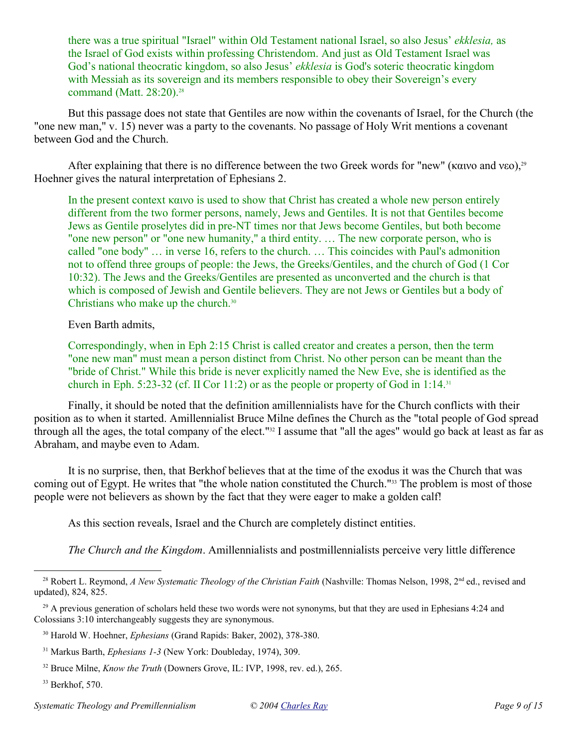> there was a true spiritual "Israel" within Old Testament national Israel, so also Jesus' *ekklesia,* as the Israel of God exists within professing Christendom. And just as Old Testament Israel was God's national theocratic kingdom, so also Jesus' *ekklesia* is God's soteric theocratic kingdom with Messiah as its sovereign and its members responsible to obey their Sovereign's every command (Matt. 28:20).[28]

But this passage does not state that Gentiles are now within the covenants of Israel, for the Church (the "one new man," v. 15) never was a party to the covenants. No passage of Holy Writ mentions a covenant between God and the Church.

After explaining that there is no difference between the two Greek words for "new" (καινο and νεο),[29] Hoehner gives the natural interpretation of Ephesians 2.

> In the present context καινο is used to show that Christ has created a whole new person entirely different from the two former persons, namely, Jews and Gentiles. It is not that Gentiles become Jews as Gentile proselytes did in pre-NT times nor that Jews become Gentiles, but both become "one new person" or "one new humanity," a third entity. … The new corporate person, who is called "one body" … in verse 16, refers to the church. … This coincides with Paul's admonition not to offend three groups of people: the Jews, the Greeks/Gentiles, and the church of God (1 Cor 10:32). The Jews and the Greeks/Gentiles are presented as unconverted and the church is that which is composed of Jewish and Gentile believers. They are not Jews or Gentiles but a body of Christians who make up the church.[30]

Even Barth admits,

> Correspondingly, when in Eph 2:15 Christ is called creator and creates a person, then the term "one new man" must mean a person distinct from Christ. No other person can be meant than the "bride of Christ." While this bride is never explicitly named the New Eve, she is identified as the church in Eph. 5:23-32 (cf. II Cor 11:2) or as the people or property of God in 1:14.[31]

Finally, it should be noted that the definition amillennialists have for the Church conflicts with their position as to when it started. Amillennialist Bruce Milne defines the Church as the "total people of God spread through all the ages, the total company of the elect."[32] I assume that "all the ages" would go back at least as far as Abraham, and maybe even to Adam.

It is no surprise, then, that Berkhof believes that at the time of the exodus it was the Church that was coming out of Egypt. He writes that "the whole nation constituted the Church."[33] The problem is most of those people were not believers as shown by the fact that they were eager to make a golden calf!

As this section reveals, Israel and the Church are completely distinct entities.

*The Church and the Kingdom*. Amillennialists and postmillennialists perceive very little difference

---

[28] Robert L. Reymond, *A New Systematic Theology of the Christian Faith* (Nashville: Thomas Nelson, 1998, 2nd ed., revised and updated), 824, 825.

[29] A previous generation of scholars held these two words were not synonyms, but that they are used in Ephesians 4:24 and Colossians 3:10 interchangeably suggests they are synonymous.

[30] Harold W. Hoehner, *Ephesians* (Grand Rapids: Baker, 2002), 378-380.

[31] Markus Barth, *Ephesians 1-3* (New York: Doubleday, 1974), 309.

[32] Bruce Milne, *Know the Truth* (Downers Grove, IL: IVP, 1998, rev. ed.), 265.

[33] Berkhof, 570.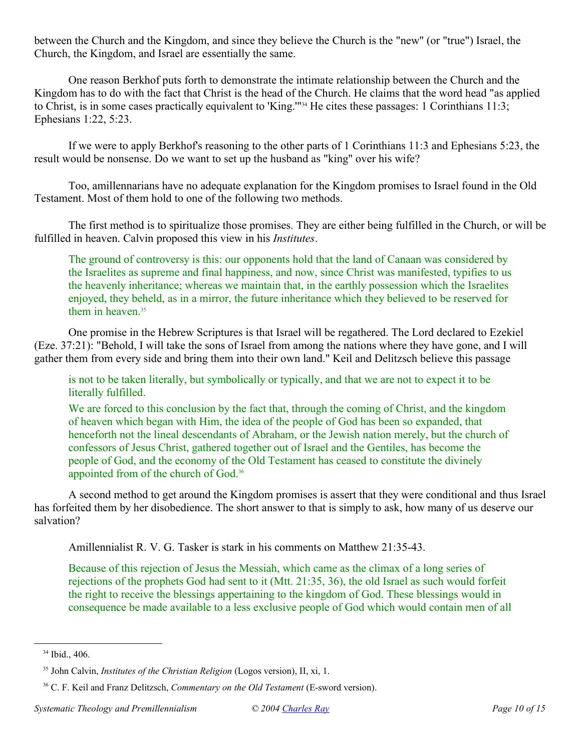between the Church and the Kingdom, and since they believe the Church is the "new" (or "true") Israel, the Church, the Kingdom, and Israel are essentially the same.

One reason Berkhof puts forth to demonstrate the intimate relationship between the Church and the Kingdom has to do with the fact that Christ is the head of the Church. He claims that the word head "as applied to Christ, is in some cases practically equivalent to 'King.'"[34] He cites these passages: 1 Corinthians 11:3; Ephesians 1:22, 5:23.

If we were to apply Berkhof's reasoning to the other parts of 1 Corinthians 11:3 and Ephesians 5:23, the result would be nonsense. Do we want to set up the husband as "king" over his wife?

Too, amillennarians have no adequate explanation for the Kingdom promises to Israel found in the Old Testament. Most of them hold to one of the following two methods.

The first method is to spiritualize those promises. They are either being fulfilled in the Church, or will be fulfilled in heaven. Calvin proposed this view in his *Institutes*.

> The ground of controversy is this: our opponents hold that the land of Canaan was considered by the Israelites as supreme and final happiness, and now, since Christ was manifested, typifies to us the heavenly inheritance; whereas we maintain that, in the earthly possession which the Israelites enjoyed, they beheld, as in a mirror, the future inheritance which they believed to be reserved for them in heaven.[35]

One promise in the Hebrew Scriptures is that Israel will be regathered. The Lord declared to Ezekiel (Eze. 37:21): "Behold, I will take the sons of Israel from among the nations where they have gone, and I will gather them from every side and bring them into their own land." Keil and Delitzsch believe this passage

> is not to be taken literally, but symbolically or typically, and that we are not to expect it to be literally fulfilled.
>
> We are forced to this conclusion by the fact that, through the coming of Christ, and the kingdom of heaven which began with Him, the idea of the people of God has been so expanded, that henceforth not the lineal descendants of Abraham, or the Jewish nation merely, but the church of confessors of Jesus Christ, gathered together out of Israel and the Gentiles, has become the people of God, and the economy of the Old Testament has ceased to constitute the divinely appointed from of the church of God.[36]

A second method to get around the Kingdom promises is assert that they were conditional and thus Israel has forfeited them by her disobedience. The short answer to that is simply to ask, how many of us deserve our salvation?

Amillennialist R. V. G. Tasker is stark in his comments on Matthew 21:35-43.

> Because of this rejection of Jesus the Messiah, which came as the climax of a long series of rejections of the prophets God had sent to it (Mtt. 21:35, 36), the old Israel as such would forfeit the right to receive the blessings appertaining to the kingdom of God. These blessings would in consequence be made available to a less exclusive people of God which would contain men of all

---

[34] Ibid., 406.

[35] John Calvin, *Institutes of the Christian Religion* (Logos version), II, xi, 1.

[36] C. F. Keil and Franz Delitzsch, *Commentary on the Old Testament* (E-sword version).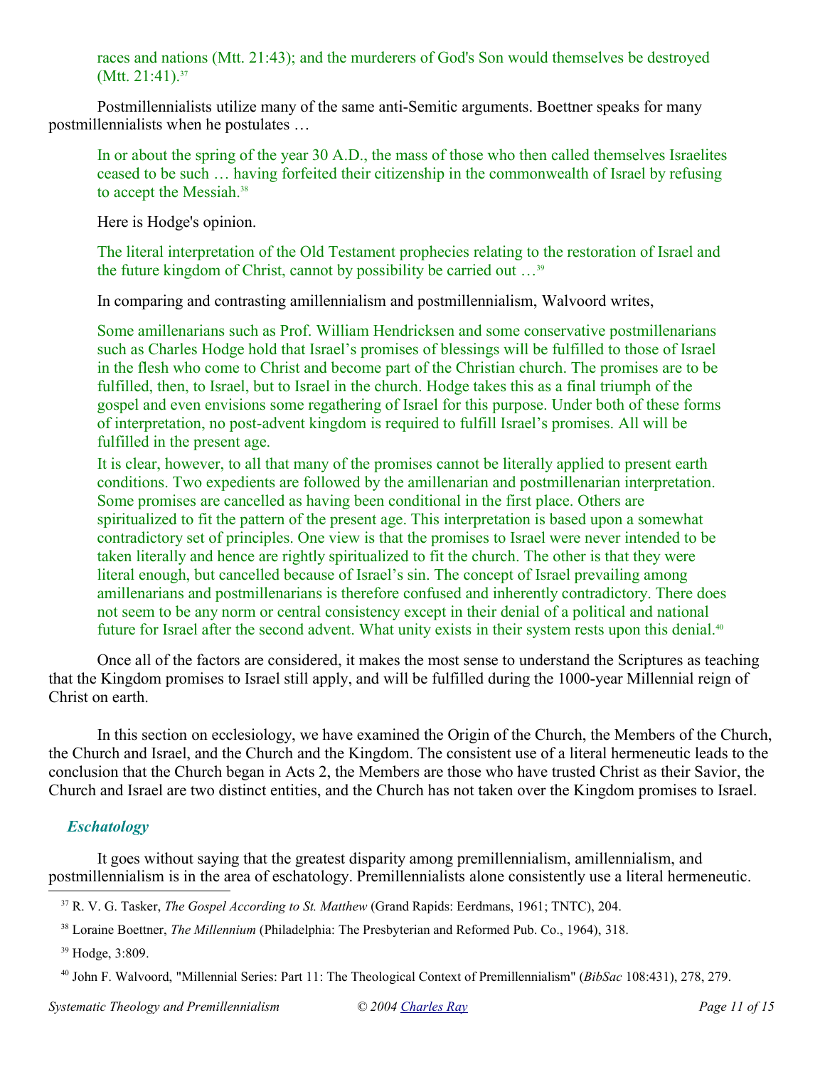> races and nations (Mtt. 21:43); and the murderers of God's Son would themselves be destroyed (Mtt. 21:41).[37]

Postmillennialists utilize many of the same anti-Semitic arguments. Boettner speaks for many postmillennialists when he postulates …

> In or about the spring of the year 30 A.D., the mass of those who then called themselves Israelites ceased to be such … having forfeited their citizenship in the commonwealth of Israel by refusing to accept the Messiah.[38]

Here is Hodge's opinion.

> The literal interpretation of the Old Testament prophecies relating to the restoration of Israel and the future kingdom of Christ, cannot by possibility be carried out …[39]

In comparing and contrasting amillennialism and postmillennialism, Walvoord writes,

> Some amillenarians such as Prof. William Hendricksen and some conservative postmillenarians such as Charles Hodge hold that Israel's promises of blessings will be fulfilled to those of Israel in the flesh who come to Christ and become part of the Christian church. The promises are to be fulfilled, then, to Israel, but to Israel in the church. Hodge takes this as a final triumph of the gospel and even envisions some regathering of Israel for this purpose. Under both of these forms of interpretation, no post-advent kingdom is required to fulfill Israel's promises. All will be fulfilled in the present age.
>
> It is clear, however, to all that many of the promises cannot be literally applied to present earth conditions. Two expedients are followed by the amillenarian and postmillenarian interpretation. Some promises are cancelled as having been conditional in the first place. Others are spiritualized to fit the pattern of the present age. This interpretation is based upon a somewhat contradictory set of principles. One view is that the promises to Israel were never intended to be taken literally and hence are rightly spiritualized to fit the church. The other is that they were literal enough, but cancelled because of Israel's sin. The concept of Israel prevailing among amillenarians and postmillenarians is therefore confused and inherently contradictory. There does not seem to be any norm or central consistency except in their denial of a political and national future for Israel after the second advent. What unity exists in their system rests upon this denial.[40]

Once all of the factors are considered, it makes the most sense to understand the Scriptures as teaching that the Kingdom promises to Israel still apply, and will be fulfilled during the 1000-year Millennial reign of Christ on earth.

In this section on ecclesiology, we have examined the Origin of the Church, the Members of the Church, the Church and Israel, and the Church and the Kingdom. The consistent use of a literal hermeneutic leads to the conclusion that the Church began in Acts 2, the Members are those who have trusted Christ as their Savior, the Church and Israel are two distinct entities, and the Church has not taken over the Kingdom promises to Israel.

### *Eschatology*

It goes without saying that the greatest disparity among premillennialism, amillennialism, and postmillennialism is in the area of eschatology. Premillennialists alone consistently use a literal hermeneutic.

---

[37] R. V. G. Tasker, *The Gospel According to St. Matthew* (Grand Rapids: Eerdmans, 1961; TNTC), 204.

[38] Loraine Boettner, *The Millennium* (Philadelphia: The Presbyterian and Reformed Pub. Co., 1964), 318.

[39] Hodge, 3:809.

[40] John F. Walvoord, "Millennial Series: Part 11: The Theological Context of Premillennialism" (*BibSac* 108:431), 278, 279.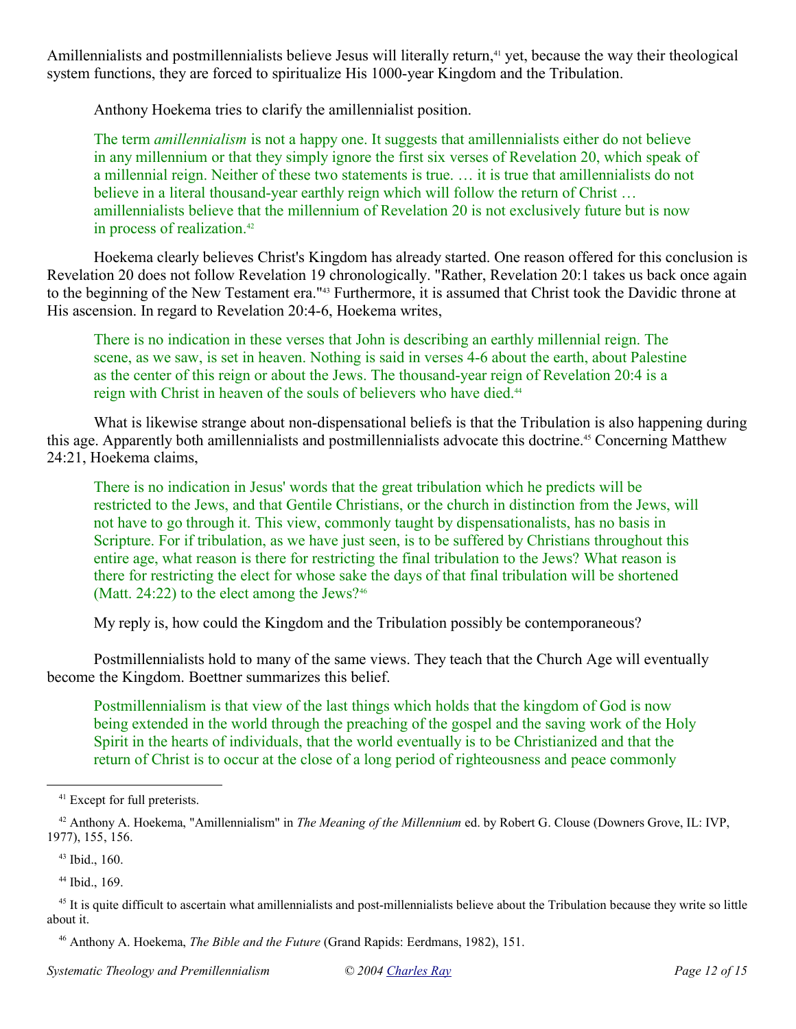Amillennialists and postmillennialists believe Jesus will literally return,[41] yet, because the way their theological system functions, they are forced to spiritualize His 1000-year Kingdom and the Tribulation.

Anthony Hoekema tries to clarify the amillennialist position.

> The term *amillennialism* is not a happy one. It suggests that amillennialists either do not believe in any millennium or that they simply ignore the first six verses of Revelation 20, which speak of a millennial reign. Neither of these two statements is true. … it is true that amillennialists do not believe in a literal thousand-year earthly reign which will follow the return of Christ … amillennialists believe that the millennium of Revelation 20 is not exclusively future but is now in process of realization.[42]

Hoekema clearly believes Christ's Kingdom has already started. One reason offered for this conclusion is Revelation 20 does not follow Revelation 19 chronologically. "Rather, Revelation 20:1 takes us back once again to the beginning of the New Testament era."[43] Furthermore, it is assumed that Christ took the Davidic throne at His ascension. In regard to Revelation 20:4-6, Hoekema writes,

> There is no indication in these verses that John is describing an earthly millennial reign. The scene, as we saw, is set in heaven. Nothing is said in verses 4-6 about the earth, about Palestine as the center of this reign or about the Jews. The thousand-year reign of Revelation 20:4 is a reign with Christ in heaven of the souls of believers who have died.[44]

What is likewise strange about non-dispensational beliefs is that the Tribulation is also happening during this age. Apparently both amillennialists and postmillennialists advocate this doctrine.[45] Concerning Matthew 24:21, Hoekema claims,

> There is no indication in Jesus' words that the great tribulation which he predicts will be restricted to the Jews, and that Gentile Christians, or the church in distinction from the Jews, will not have to go through it. This view, commonly taught by dispensationalists, has no basis in Scripture. For if tribulation, as we have just seen, is to be suffered by Christians throughout this entire age, what reason is there for restricting the final tribulation to the Jews? What reason is there for restricting the elect for whose sake the days of that final tribulation will be shortened (Matt. 24:22) to the elect among the Jews?[46]

My reply is, how could the Kingdom and the Tribulation possibly be contemporaneous?

Postmillennialists hold to many of the same views. They teach that the Church Age will eventually become the Kingdom. Boettner summarizes this belief.

> Postmillennialism is that view of the last things which holds that the kingdom of God is now being extended in the world through the preaching of the gospel and the saving work of the Holy Spirit in the hearts of individuals, that the world eventually is to be Christianized and that the return of Christ is to occur at the close of a long period of righteousness and peace commonly

---

[41] Except for full preterists.

[42] Anthony A. Hoekema, "Amillennialism" in *The Meaning of the Millennium* ed. by Robert G. Clouse (Downers Grove, IL: IVP, 1977), 155, 156.

[43] Ibid., 160.

[44] Ibid., 169.

[45] It is quite difficult to ascertain what amillennialists and post-millennialists believe about the Tribulation because they write so little about it.

[46] Anthony A. Hoekema, *The Bible and the Future* (Grand Rapids: Eerdmans, 1982), 151.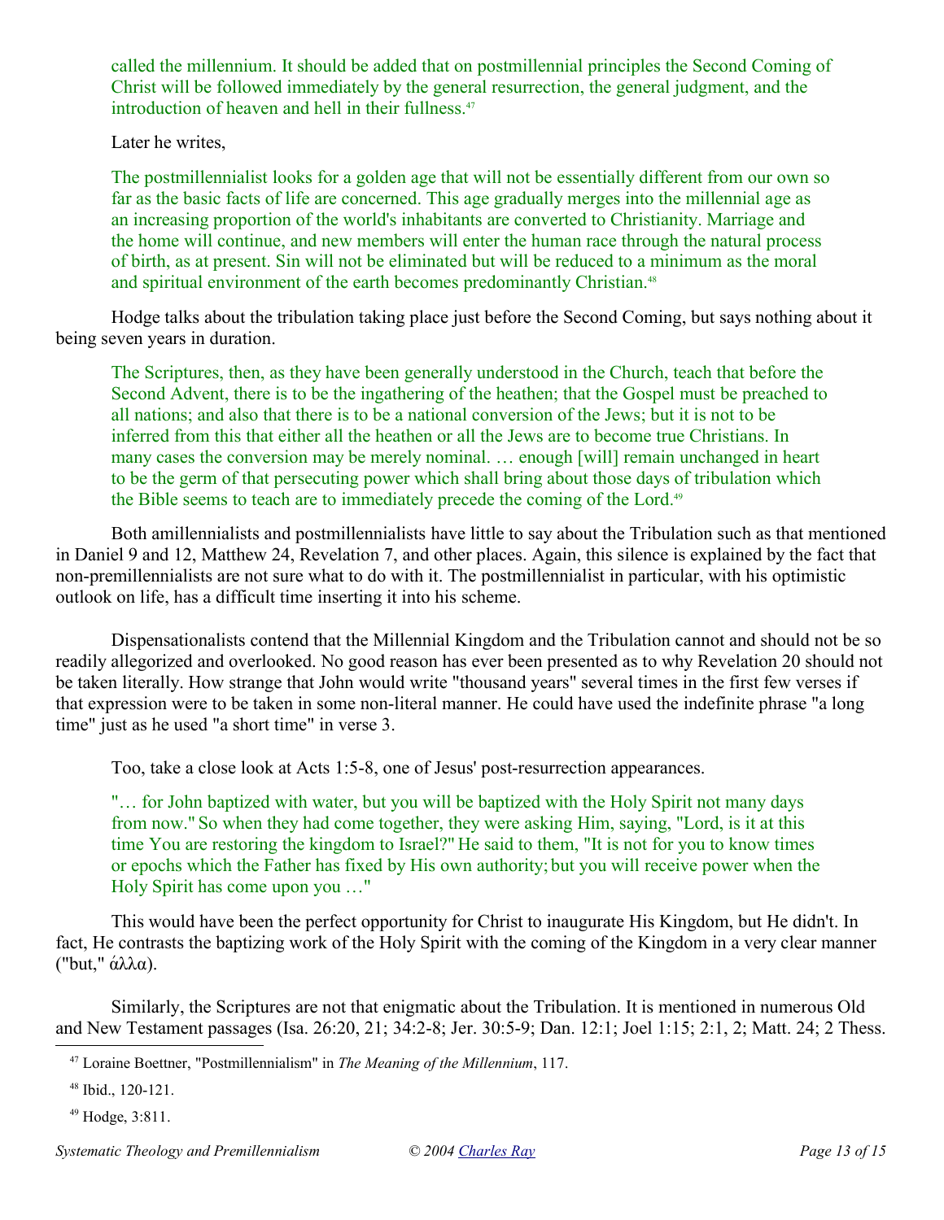> called the millennium. It should be added that on postmillennial principles the Second Coming of Christ will be followed immediately by the general resurrection, the general judgment, and the introduction of heaven and hell in their fullness.[47]

Later he writes,

> The postmillennialist looks for a golden age that will not be essentially different from our own so far as the basic facts of life are concerned. This age gradually merges into the millennial age as an increasing proportion of the world's inhabitants are converted to Christianity. Marriage and the home will continue, and new members will enter the human race through the natural process of birth, as at present. Sin will not be eliminated but will be reduced to a minimum as the moral and spiritual environment of the earth becomes predominantly Christian.[48]

Hodge talks about the tribulation taking place just before the Second Coming, but says nothing about it being seven years in duration.

> The Scriptures, then, as they have been generally understood in the Church, teach that before the Second Advent, there is to be the ingathering of the heathen; that the Gospel must be preached to all nations; and also that there is to be a national conversion of the Jews; but it is not to be inferred from this that either all the heathen or all the Jews are to become true Christians. In many cases the conversion may be merely nominal. … enough [will] remain unchanged in heart to be the germ of that persecuting power which shall bring about those days of tribulation which the Bible seems to teach are to immediately precede the coming of the Lord.[49]

Both amillennialists and postmillennialists have little to say about the Tribulation such as that mentioned in Daniel 9 and 12, Matthew 24, Revelation 7, and other places. Again, this silence is explained by the fact that non-premillennialists are not sure what to do with it. The postmillennialist in particular, with his optimistic outlook on life, has a difficult time inserting it into his scheme.

Dispensationalists contend that the Millennial Kingdom and the Tribulation cannot and should not be so readily allegorized and overlooked. No good reason has ever been presented as to why Revelation 20 should not be taken literally. How strange that John would write "thousand years" several times in the first few verses if that expression were to be taken in some non-literal manner. He could have used the indefinite phrase "a long time" just as he used "a short time" in verse 3.

Too, take a close look at Acts 1:5-8, one of Jesus' post-resurrection appearances.

> "… for John baptized with water, but you will be baptized with the Holy Spirit not many days from now." So when they had come together, they were asking Him, saying, "Lord, is it at this time You are restoring the kingdom to Israel?" He said to them, "It is not for you to know times or epochs which the Father has fixed by His own authority; but you will receive power when the Holy Spirit has come upon you …"

This would have been the perfect opportunity for Christ to inaugurate His Kingdom, but He didn't. In fact, He contrasts the baptizing work of the Holy Spirit with the coming of the Kingdom in a very clear manner ("but," ἀλλα).

Similarly, the Scriptures are not that enigmatic about the Tribulation. It is mentioned in numerous Old and New Testament passages (Isa. 26:20, 21; 34:2-8; Jer. 30:5-9; Dan. 12:1; Joel 1:15; 2:1, 2; Matt. 24; 2 Thess.

---

[47] Loraine Boettner, "Postmillennialism" in *The Meaning of the Millennium*, 117.

[48] Ibid., 120-121.

[49] Hodge, 3:811.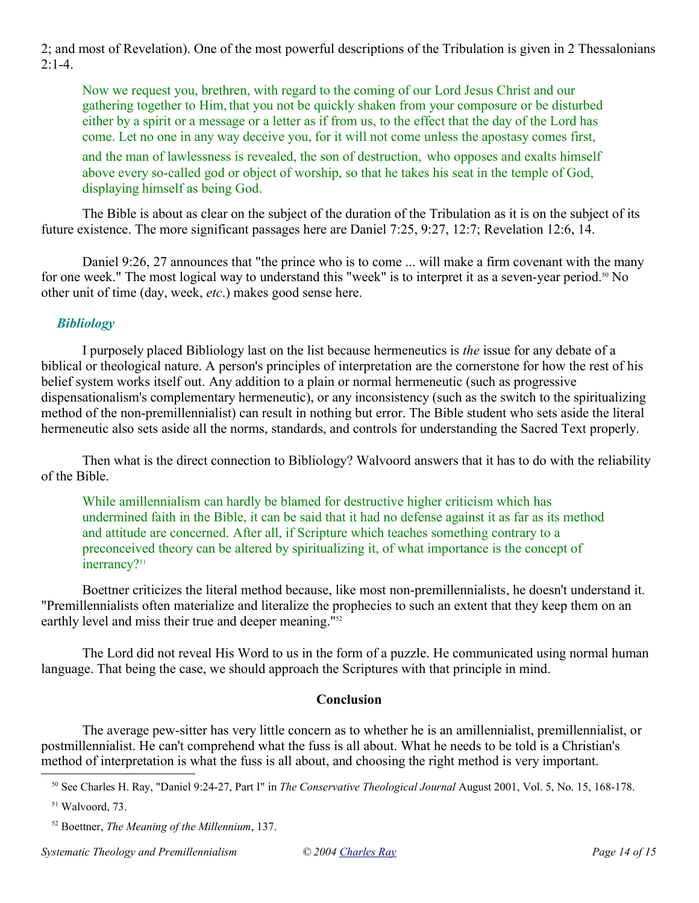2; and most of Revelation). One of the most powerful descriptions of the Tribulation is given in 2 Thessalonians 2:1-4.

> Now we request you, brethren, with regard to the coming of our Lord Jesus Christ and our gathering together to Him, that you not be quickly shaken from your composure or be disturbed either by a spirit or a message or a letter as if from us, to the effect that the day of the Lord has come. Let no one in any way deceive you, for it will not come unless the apostasy comes first, and the man of lawlessness is revealed, the son of destruction, who opposes and exalts himself above every so-called god or object of worship, so that he takes his seat in the temple of God, displaying himself as being God.

The Bible is about as clear on the subject of the duration of the Tribulation as it is on the subject of its future existence. The more significant passages here are Daniel 7:25, 9:27, 12:7; Revelation 12:6, 14.

Daniel 9:26, 27 announces that "the prince who is to come ... will make a firm covenant with the many for one week." The most logical way to understand this "week" is to interpret it as a seven-year period.[50] No other unit of time (day, week, *etc*.) makes good sense here.

### *Bibliology*

I purposely placed Bibliology last on the list because hermeneutics is *the* issue for any debate of a biblical or theological nature. A person's principles of interpretation are the cornerstone for how the rest of his belief system works itself out. Any addition to a plain or normal hermeneutic (such as progressive dispensationalism's complementary hermeneutic), or any inconsistency (such as the switch to the spiritualizing method of the non-premillennialist) can result in nothing but error. The Bible student who sets aside the literal hermeneutic also sets aside all the norms, standards, and controls for understanding the Sacred Text properly.

Then what is the direct connection to Bibliology? Walvoord answers that it has to do with the reliability of the Bible.

> While amillennialism can hardly be blamed for destructive higher criticism which has undermined faith in the Bible, it can be said that it had no defense against it as far as its method and attitude are concerned. After all, if Scripture which teaches something contrary to a preconceived theory can be altered by spiritualizing it, of what importance is the concept of inerrancy?[51]

Boettner criticizes the literal method because, like most non-premillennialists, he doesn't understand it. "Premillennialists often materialize and literalize the prophecies to such an extent that they keep them on an earthly level and miss their true and deeper meaning."[52]

The Lord did not reveal His Word to us in the form of a puzzle. He communicated using normal human language. That being the case, we should approach the Scriptures with that principle in mind.

## Conclusion

The average pew-sitter has very little concern as to whether he is an amillennialist, premillennialist, or postmillennialist. He can't comprehend what the fuss is all about. What he needs to be told is a Christian's method of interpretation is what the fuss is all about, and choosing the right method is very important.

---

[50] See Charles H. Ray, "Daniel 9:24-27, Part I" in *The Conservative Theological Journal* August 2001, Vol. 5, No. 15, 168-178.

[51] Walvoord, 73.

[52] Boettner, *The Meaning of the Millennium*, 137.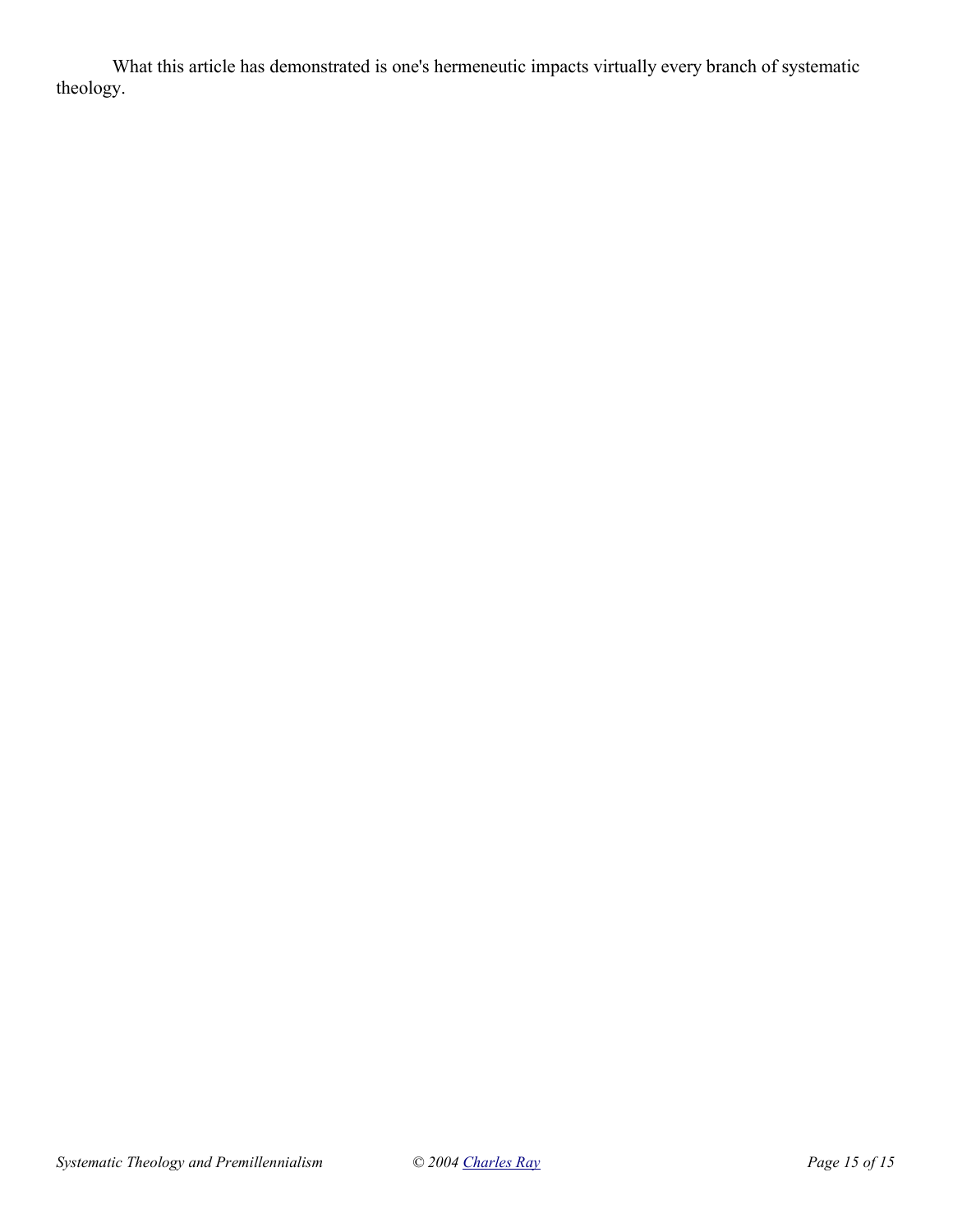What this article has demonstrated is one's hermeneutic impacts virtually every branch of systematic theology.